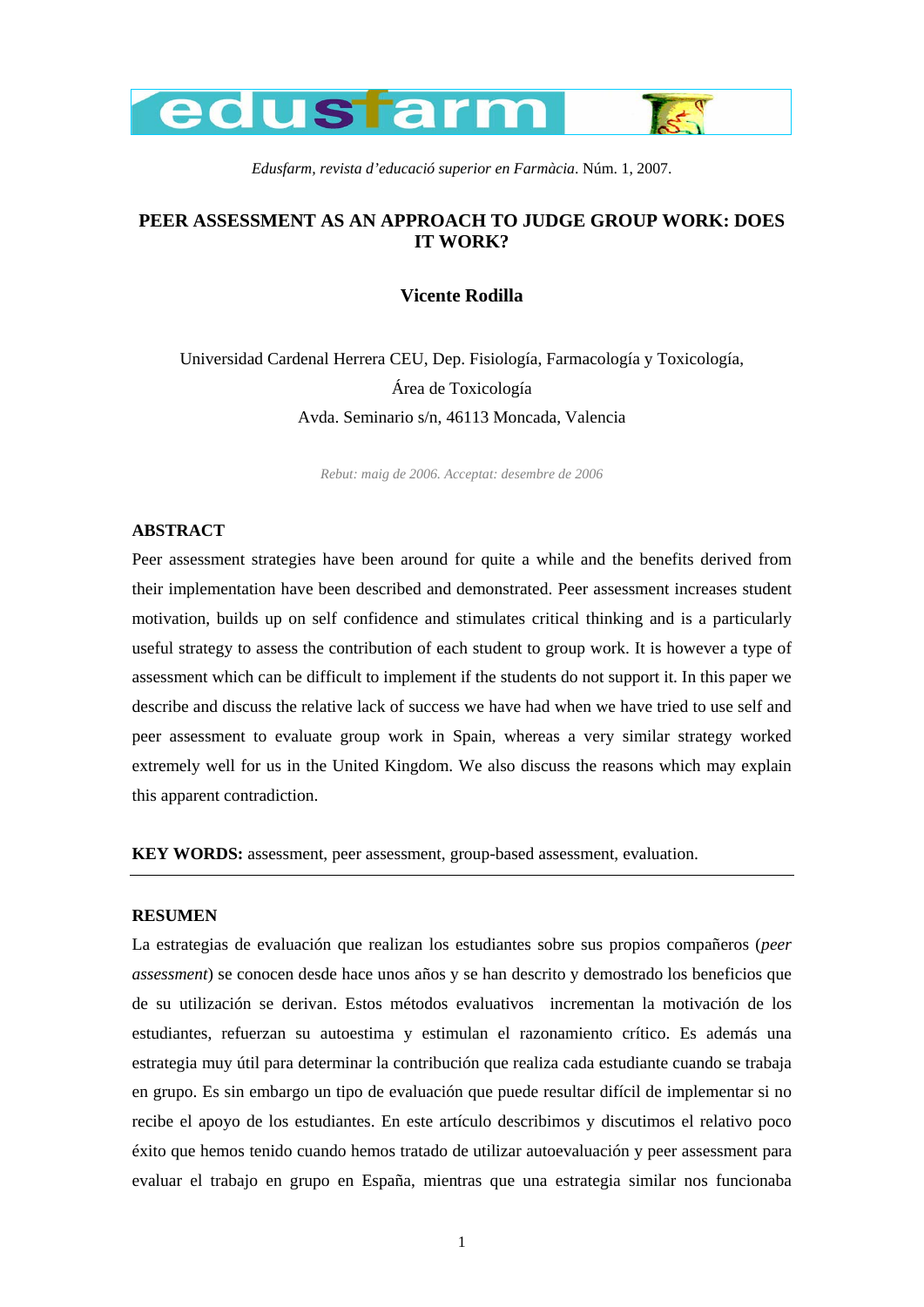*Edusfarm, revista d'educació superior en Farmàcia*. Núm. 1, 2007.

# PEER ASSESSMENT AS AN APPROACH TO JUDGE GROUP WORK: DOES IT WORK?

**Vicente Rodilla**

Universidad Cardenal Herrera CEU, Dep. Fisiología, Farmacología y Toxicología, Área de Toxicología

Avda. Seminario s/n, 46113 Moncada, Valencia

*Rebut: maig de 2006. Acceptat: desembre de 2006*

## ABSTRACT

Peer assessment strategies have been around for quite a while and the benefits derived from their implementation have been described and demonstrated. Peer assessment increases student motivation, builds up on self confidence and stimulates critical thinking and is a particularly useful strategy to assess the contribution of each student to group work. It is however a type of assessment which can be difficult to implement if the students do not support it. In this paper we describe and discuss the relative lack of success we have had when we have tried to use self and peer assessment to evaluate group work in Spain, whereas a very similar strategy worked extremely well for us in the United Kingdom. We also discuss the reasons which may explain this apparent contradiction.

**KEY WORDS:** assessment, peer assessment, group-based assessment, evaluation.

---

## RESUMEN

La estrategias de evaluación que realizan los estudiantes sobre sus propios compañeros (*peer assessment*) se conocen desde hace unos años y se han descrito y demostrado los beneficios que de su utilización se derivan. Estos métodos evaluativos incrementan la motivación de los estudiantes, refuerzan su autoestima y estimulan el razonamiento crítico. Es además una estrategia muy útil para determinar la contribución que realiza cada estudiante cuando se trabaja en grupo. Es sin embargo un tipo de evaluación que puede resultar difícil de implementar si no recibe el apoyo de los estudiantes. En este artículo describimos y discutimos el relativo poco éxito que hemos tenido cuando hemos tratado de utilizar autoevaluación y peer assessment para evaluar el trabajo en grupo en España, mientras que una estrategia similar nos funcionaba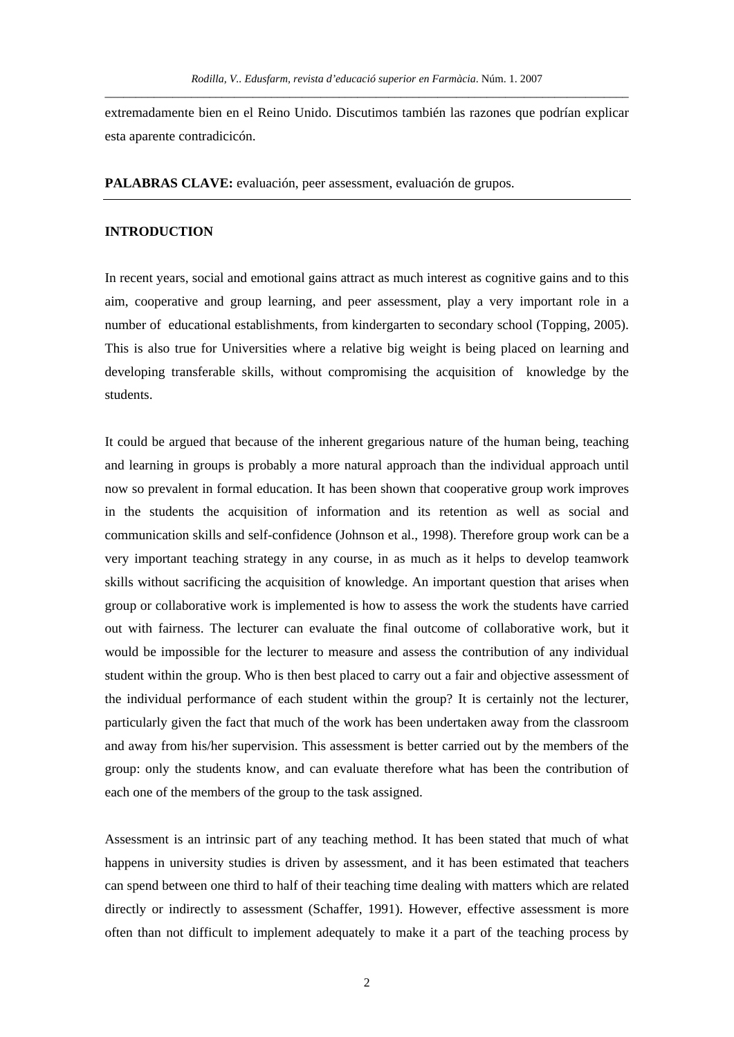extremadamente bien en el Reino Unido. Discutimos también las razones que podrían explicar esta aparente contradicicón.

**PALABRAS CLAVE:** evaluación, peer assessment, evaluación de grupos.

## INTRODUCTION

In recent years, social and emotional gains attract as much interest as cognitive gains and to this aim, cooperative and group learning, and peer assessment, play a very important role in a number of educational establishments, from kindergarten to secondary school (Topping, 2005). This is also true for Universities where a relative big weight is being placed on learning and developing transferable skills, without compromising the acquisition of knowledge by the students.

It could be argued that because of the inherent gregarious nature of the human being, teaching and learning in groups is probably a more natural approach than the individual approach until now so prevalent in formal education. It has been shown that cooperative group work improves in the students the acquisition of information and its retention as well as social and communication skills and self-confidence (Johnson et al., 1998). Therefore group work can be a very important teaching strategy in any course, in as much as it helps to develop teamwork skills without sacrificing the acquisition of knowledge. An important question that arises when group or collaborative work is implemented is how to assess the work the students have carried out with fairness. The lecturer can evaluate the final outcome of collaborative work, but it would be impossible for the lecturer to measure and assess the contribution of any individual student within the group. Who is then best placed to carry out a fair and objective assessment of the individual performance of each student within the group? It is certainly not the lecturer, particularly given the fact that much of the work has been undertaken away from the classroom and away from his/her supervision. This assessment is better carried out by the members of the group: only the students know, and can evaluate therefore what has been the contribution of each one of the members of the group to the task assigned.

Assessment is an intrinsic part of any teaching method. It has been stated that much of what happens in university studies is driven by assessment, and it has been estimated that teachers can spend between one third to half of their teaching time dealing with matters which are related directly or indirectly to assessment (Schaffer, 1991). However, effective assessment is more often than not difficult to implement adequately to make it a part of the teaching process by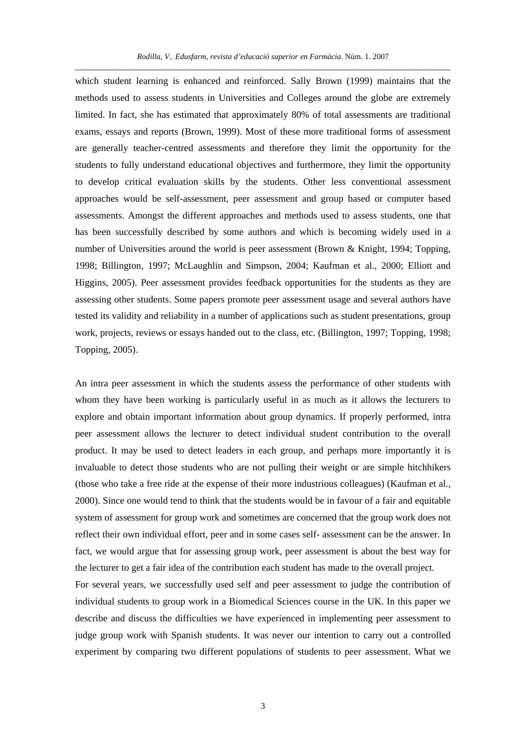which student learning is enhanced and reinforced. Sally Brown (1999) maintains that the methods used to assess students in Universities and Colleges around the globe are extremely limited. In fact, she has estimated that approximately 80% of total assessments are traditional exams, essays and reports (Brown, 1999). Most of these more traditional forms of assessment are generally teacher-centred assessments and therefore they limit the opportunity for the students to fully understand educational objectives and furthermore, they limit the opportunity to develop critical evaluation skills by the students. Other less conventional assessment approaches would be self-assessment, peer assessment and group based or computer based assessments. Amongst the different approaches and methods used to assess students, one that has been successfully described by some authors and which is becoming widely used in a number of Universities around the world is peer assessment (Brown & Knight, 1994; Topping, 1998; Billington, 1997; McLaughlin and Simpson, 2004; Kaufman et al., 2000; Elliott and Higgins, 2005). Peer assessment provides feedback opportunities for the students as they are assessing other students. Some papers promote peer assessment usage and several authors have tested its validity and reliability in a number of applications such as student presentations, group work, projects, reviews or essays handed out to the class, etc. (Billington, 1997; Topping, 1998; Topping, 2005).

An intra peer assessment in which the students assess the performance of other students with whom they have been working is particularly useful in as much as it allows the lecturers to explore and obtain important information about group dynamics. If properly performed, intra peer assessment allows the lecturer to detect individual student contribution to the overall product. It may be used to detect leaders in each group, and perhaps more importantly it is invaluable to detect those students who are not pulling their weight or are simple hitchhikers (those who take a free ride at the expense of their more industrious colleagues) (Kaufman et al., 2000). Since one would tend to think that the students would be in favour of a fair and equitable system of assessment for group work and sometimes are concerned that the group work does not reflect their own individual effort, peer and in some cases self- assessment can be the answer. In fact, we would argue that for assessing group work, peer assessment is about the best way for the lecturer to get a fair idea of the contribution each student has made to the overall project.

For several years, we successfully used self and peer assessment to judge the contribution of individual students to group work in a Biomedical Sciences course in the UK. In this paper we describe and discuss the difficulties we have experienced in implementing peer assessment to judge group work with Spanish students. It was never our intention to carry out a controlled experiment by comparing two different populations of students to peer assessment. What we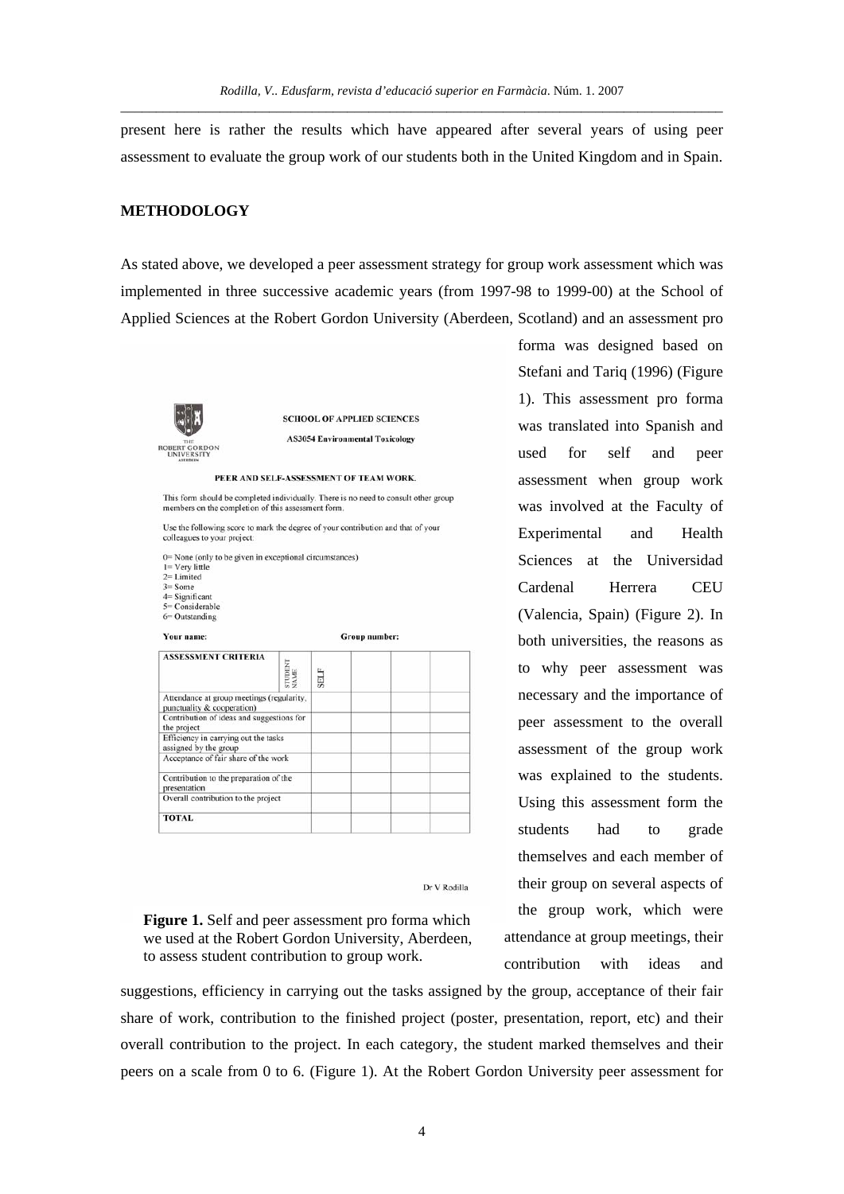present here is rather the results which have appeared after several years of using peer assessment to evaluate the group work of our students both in the United Kingdom and in Spain.

## METHODOLOGY

As stated above, we developed a peer assessment strategy for group work assessment which was implemented in three successive academic years (from 1997-98 to 1999-00) at the School of Applied Sciences at the Robert Gordon University (Aberdeen, Scotland) and an assessment pro forma was designed based on Stefani and Tariq (1996) (Figure 1). This assessment pro forma was translated into Spanish and used for self and peer assessment when group work was involved at the Faculty of Experimental and Health Sciences at the Universidad Cardenal Herrera CEU (Valencia, Spain) (Figure 2). In both universities, the reasons as to why peer assessment was necessary and the importance of peer assessment to the overall assessment of the group work was explained to the students. Using this assessment form the students had to grade themselves and each member of their group on several aspects of the group work, which were attendance at group meetings, their contribution with ideas and suggestions, efficiency in carrying out the tasks assigned by the group, acceptance of their fair share of work, contribution to the finished project (poster, presentation, report, etc) and their overall contribution to the project. In each category, the student marked themselves and their peers on a scale from 0 to 6. (Figure 1). At the Robert Gordon University peer assessment for

THE ROBERT GORDON UNIVERSITY ABERDEEN

**SCHOOL OF APPLIED SCIENCES**

**AS3054 Environmental Toxicology**

**PEER AND SELF-ASSESSMENT OF TEAM WORK.**

This form should be completed individually. There is no need to consult other group members on the completion of this assessment form.

Use the following score to mark the degree of your contribution and that of your colleagues to your project:

0= None (only to be given in exceptional circumstances)
1= Very little
2= Limited
3= Some
4= Significant
5= Considerable
6= Outstanding

**Your name:** **Group number:**

| ASSESSMENT CRITERIA | STUDENT NAME | SELF | | | |
|---|---|---|---|---|---|
| Attendance at group meetings (regularity, punctuality & cooperation) | | | | | |
| Contribution of ideas and suggestions for the project | | | | | |
| Efficiency in carrying out the tasks assigned by the group | | | | | |
| Acceptance of fair share of the work | | | | | |
| Contribution to the preparation of the presentation | | | | | |
| Overall contribution to the project | | | | | |
| **TOTAL** | | | | | |

Dr V Rodilla

**Figure 1.** Self and peer assessment pro forma which we used at the Robert Gordon University, Aberdeen, to assess student contribution to group work.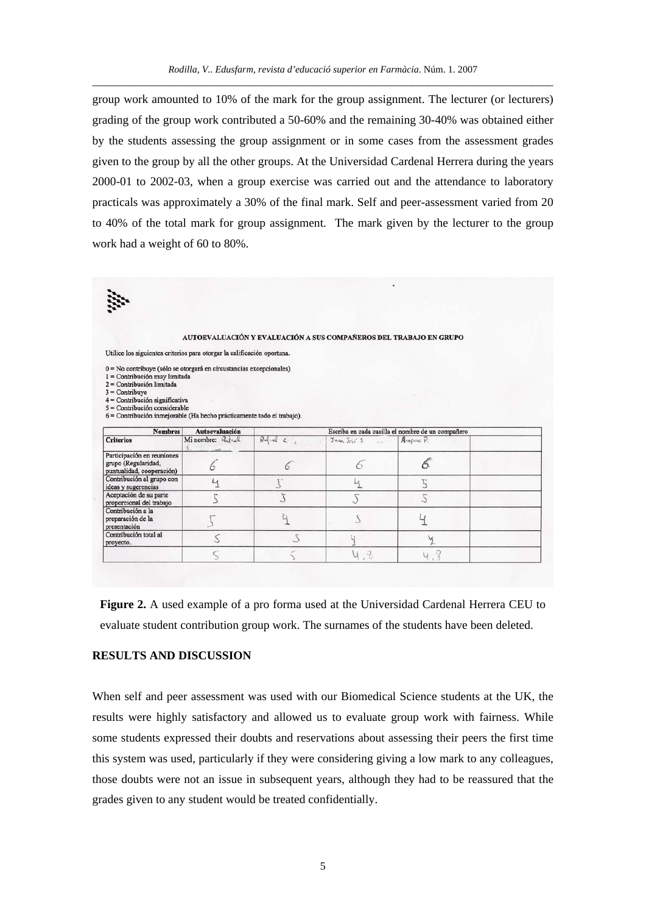group work amounted to 10% of the mark for the group assignment. The lecturer (or lecturers) grading of the group work contributed a 50-60% and the remaining 30-40% was obtained either by the students assessing the group assignment or in some cases from the assessment grades given to the group by all the other groups. At the Universidad Cardenal Herrera during the years 2000-01 to 2002-03, when a group exercise was carried out and the attendance to laboratory practicals was approximately a 30% of the final mark. Self and peer-assessment varied from 20 to 40% of the total mark for group assignment. The mark given by the lecturer to the group work had a weight of 60 to 80%.

**AUTOEVALUACIÓN Y EVALUACIÓN A SUS COMPAÑEROS DEL TRABAJO EN GRUPO**

Utilice los siguientes criterios para otorgar la calificación oportuna.

0 = No contribuye (sólo se otorgará en circunstancias excepcionales)
1 = Contribución muy limitada
2 = Contribución limitada
3 = Contribuye
4 = Contribución significativa
5 = Contribución considerable
6 = Contribución inmejorable (Ha hecho prácticamente todo el trabajo).

| Nombres | Autoevaluación | Escriba en cada casilla el nombre de un compañero | | | |
|---|---|---|---|---|---|
| **Criterios** | Mi nombre: Rafael | Rafael C. | Juan José S. | Amparo P. | |
| Participación en reuniones grupo (Regularidad, puntualidad, cooperación) | 6 | 6 | 6 | 6 | |
| Contribución al grupo con ideas y sugerencias | 4 | 5 | 4 | 5 | |
| Aceptación de su parte proporcional del trabajo | 5 | 5 | 5 | 5 | |
| Contribución a la preparación de la presentación | 5 | 4 | 5 | 4 | |
| Contribución total al proyecto. | 5 | 5 | 4 | 4 | |
| | 5 | 5 | 4.8 | 4.8 | |

**Figure 2.** A used example of a pro forma used at the Universidad Cardenal Herrera CEU to evaluate student contribution group work. The surnames of the students have been deleted.

## RESULTS AND DISCUSSION

When self and peer assessment was used with our Biomedical Science students at the UK, the results were highly satisfactory and allowed us to evaluate group work with fairness. While some students expressed their doubts and reservations about assessing their peers the first time this system was used, particularly if they were considering giving a low mark to any colleagues, those doubts were not an issue in subsequent years, although they had to be reassured that the grades given to any student would be treated confidentially.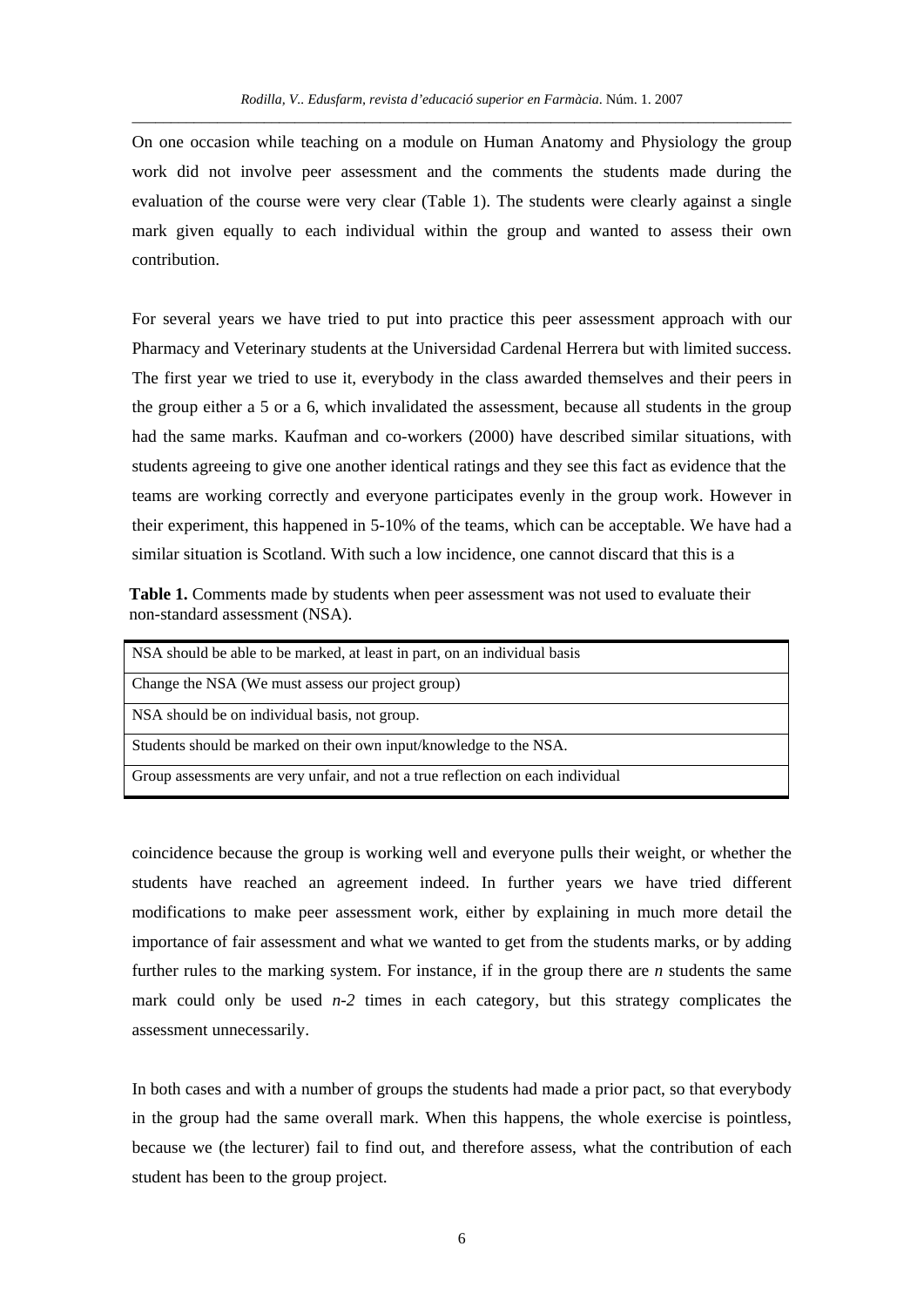On one occasion while teaching on a module on Human Anatomy and Physiology the group work did not involve peer assessment and the comments the students made during the evaluation of the course were very clear (Table 1). The students were clearly against a single mark given equally to each individual within the group and wanted to assess their own contribution.

For several years we have tried to put into practice this peer assessment approach with our Pharmacy and Veterinary students at the Universidad Cardenal Herrera but with limited success. The first year we tried to use it, everybody in the class awarded themselves and their peers in the group either a 5 or a 6, which invalidated the assessment, because all students in the group had the same marks. Kaufman and co-workers (2000) have described similar situations, with students agreeing to give one another identical ratings and they see this fact as evidence that the teams are working correctly and everyone participates evenly in the group work. However in their experiment, this happened in 5-10% of the teams, which can be acceptable. We have had a similar situation is Scotland. With such a low incidence, one cannot discard that this is a coincidence because the group is working well and everyone pulls their weight, or whether the students have reached an agreement indeed. In further years we have tried different modifications to make peer assessment work, either by explaining in much more detail the importance of fair assessment and what we wanted to get from the students marks, or by adding further rules to the marking system. For instance, if in the group there are $n$ students the same mark could only be used $n-2$ times in each category, but this strategy complicates the assessment unnecessarily.

**Table 1.** Comments made by students when peer assessment was not used to evaluate their non-standard assessment (NSA).

| |
|---|
| NSA should be able to be marked, at least in part, on an individual basis |
| Change the NSA (We must assess our project group) |
| NSA should be on individual basis, not group. |
| Students should be marked on their own input/knowledge to the NSA. |
| Group assessments are very unfair, and not a true reflection on each individual |

In both cases and with a number of groups the students had made a prior pact, so that everybody in the group had the same overall mark. When this happens, the whole exercise is pointless, because we (the lecturer) fail to find out, and therefore assess, what the contribution of each student has been to the group project.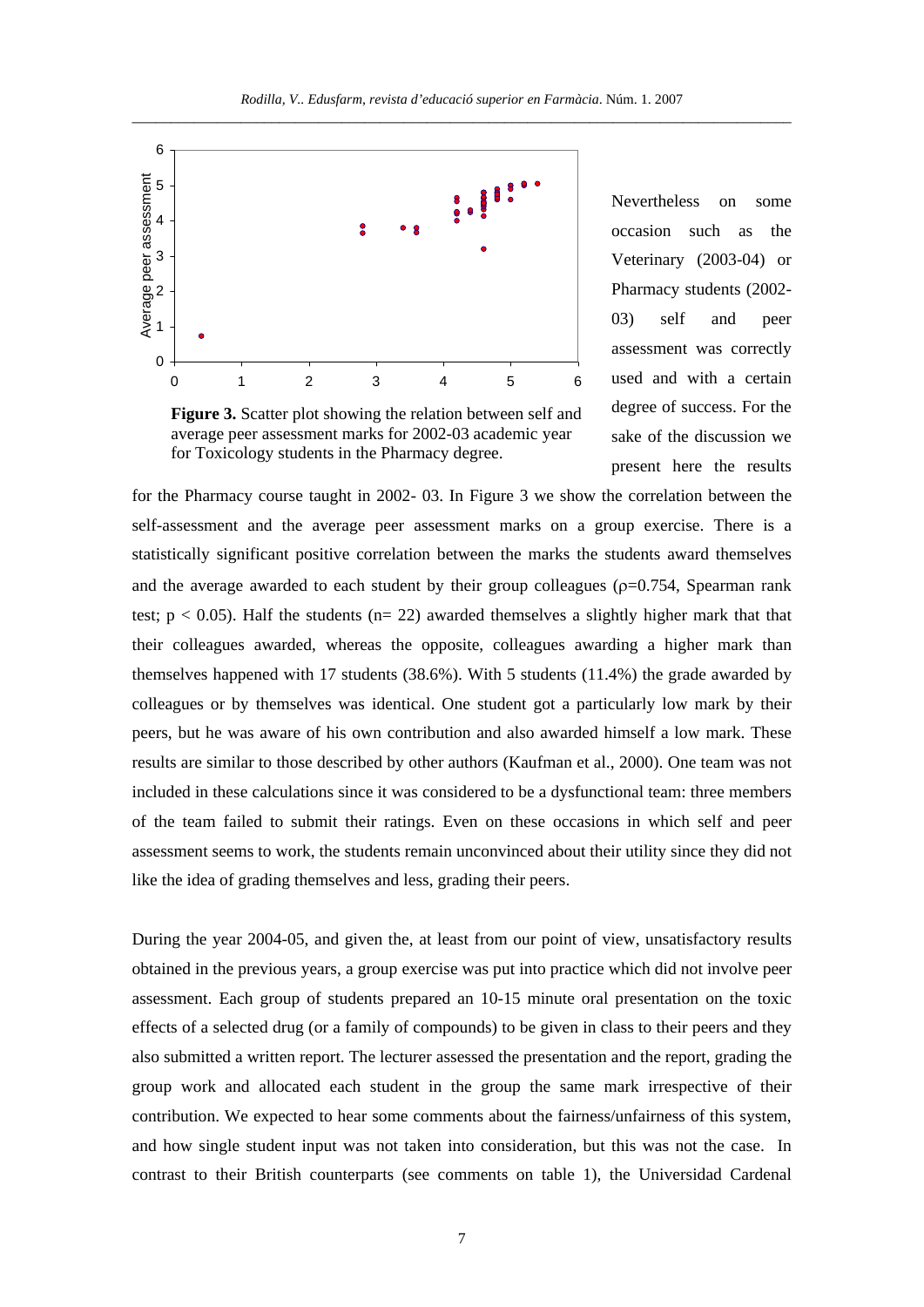**Figure 3.** Scatter plot showing the relation between self and average peer assessment marks for 2002-03 academic year for Toxicology students in the Pharmacy degree.

Nevertheless on some occasion such as the Veterinary (2003-04) or Pharmacy students (2002-03) self and peer assessment was correctly used and with a certain degree of success. For the sake of the discussion we present here the results for the Pharmacy course taught in 2002- 03. In Figure 3 we show the correlation between the self-assessment and the average peer assessment marks on a group exercise. There is a statistically significant positive correlation between the marks the students award themselves and the average awarded to each student by their group colleagues ($\rho$=0.754, Spearman rank test; $p < 0.05$). Half the students (n= 22) awarded themselves a slightly higher mark that that their colleagues awarded, whereas the opposite, colleagues awarding a higher mark than themselves happened with 17 students (38.6%). With 5 students (11.4%) the grade awarded by colleagues or by themselves was identical. One student got a particularly low mark by their peers, but he was aware of his own contribution and also awarded himself a low mark. These results are similar to those described by other authors (Kaufman et al., 2000). One team was not included in these calculations since it was considered to be a dysfunctional team: three members of the team failed to submit their ratings. Even on these occasions in which self and peer assessment seems to work, the students remain unconvinced about their utility since they did not like the idea of grading themselves and less, grading their peers.

During the year 2004-05, and given the, at least from our point of view, unsatisfactory results obtained in the previous years, a group exercise was put into practice which did not involve peer assessment. Each group of students prepared an 10-15 minute oral presentation on the toxic effects of a selected drug (or a family of compounds) to be given in class to their peers and they also submitted a written report. The lecturer assessed the presentation and the report, grading the group work and allocated each student in the group the same mark irrespective of their contribution. We expected to hear some comments about the fairness/unfairness of this system, and how single student input was not taken into consideration, but this was not the case. In contrast to their British counterparts (see comments on table 1), the Universidad Cardenal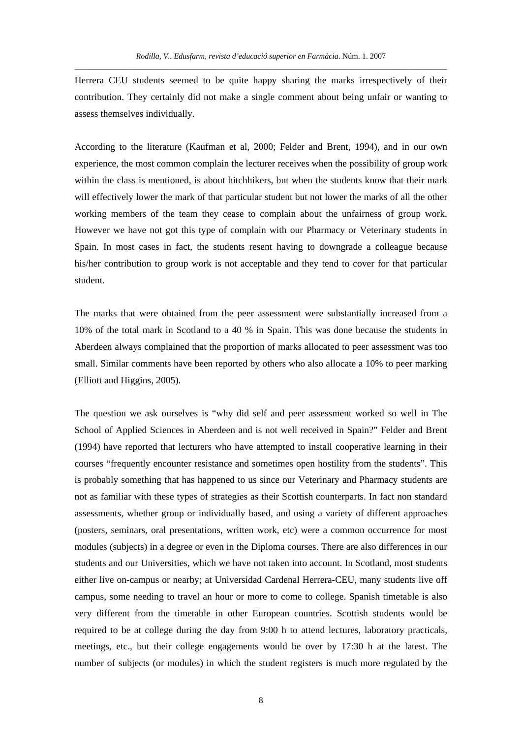Herrera CEU students seemed to be quite happy sharing the marks irrespectively of their contribution. They certainly did not make a single comment about being unfair or wanting to assess themselves individually.

According to the literature (Kaufman et al, 2000; Felder and Brent, 1994), and in our own experience, the most common complain the lecturer receives when the possibility of group work within the class is mentioned, is about hitchhikers, but when the students know that their mark will effectively lower the mark of that particular student but not lower the marks of all the other working members of the team they cease to complain about the unfairness of group work. However we have not got this type of complain with our Pharmacy or Veterinary students in Spain. In most cases in fact, the students resent having to downgrade a colleague because his/her contribution to group work is not acceptable and they tend to cover for that particular student.

The marks that were obtained from the peer assessment were substantially increased from a 10% of the total mark in Scotland to a 40 % in Spain. This was done because the students in Aberdeen always complained that the proportion of marks allocated to peer assessment was too small. Similar comments have been reported by others who also allocate a 10% to peer marking (Elliott and Higgins, 2005).

The question we ask ourselves is "why did self and peer assessment worked so well in The School of Applied Sciences in Aberdeen and is not well received in Spain?" Felder and Brent (1994) have reported that lecturers who have attempted to install cooperative learning in their courses "frequently encounter resistance and sometimes open hostility from the students". This is probably something that has happened to us since our Veterinary and Pharmacy students are not as familiar with these types of strategies as their Scottish counterparts. In fact non standard assessments, whether group or individually based, and using a variety of different approaches (posters, seminars, oral presentations, written work, etc) were a common occurrence for most modules (subjects) in a degree or even in the Diploma courses. There are also differences in our students and our Universities, which we have not taken into account. In Scotland, most students either live on-campus or nearby; at Universidad Cardenal Herrera-CEU, many students live off campus, some needing to travel an hour or more to come to college. Spanish timetable is also very different from the timetable in other European countries. Scottish students would be required to be at college during the day from 9:00 h to attend lectures, laboratory practicals, meetings, etc., but their college engagements would be over by 17:30 h at the latest. The number of subjects (or modules) in which the student registers is much more regulated by the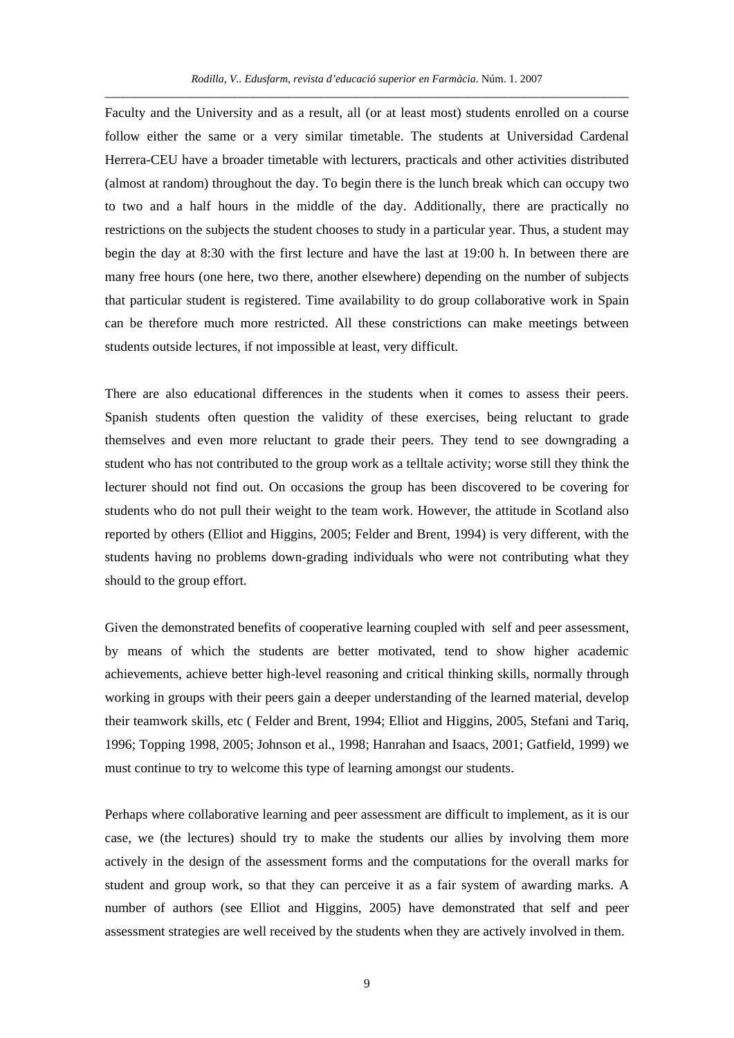Faculty and the University and as a result, all (or at least most) students enrolled on a course follow either the same or a very similar timetable. The students at Universidad Cardenal Herrera-CEU have a broader timetable with lecturers, practicals and other activities distributed (almost at random) throughout the day. To begin there is the lunch break which can occupy two to two and a half hours in the middle of the day. Additionally, there are practically no restrictions on the subjects the student chooses to study in a particular year. Thus, a student may begin the day at 8:30 with the first lecture and have the last at 19:00 h. In between there are many free hours (one here, two there, another elsewhere) depending on the number of subjects that particular student is registered. Time availability to do group collaborative work in Spain can be therefore much more restricted. All these constrictions can make meetings between students outside lectures, if not impossible at least, very difficult.

There are also educational differences in the students when it comes to assess their peers. Spanish students often question the validity of these exercises, being reluctant to grade themselves and even more reluctant to grade their peers. They tend to see downgrading a student who has not contributed to the group work as a telltale activity; worse still they think the lecturer should not find out. On occasions the group has been discovered to be covering for students who do not pull their weight to the team work. However, the attitude in Scotland also reported by others (Elliot and Higgins, 2005; Felder and Brent, 1994) is very different, with the students having no problems down-grading individuals who were not contributing what they should to the group effort.

Given the demonstrated benefits of cooperative learning coupled with self and peer assessment, by means of which the students are better motivated, tend to show higher academic achievements, achieve better high-level reasoning and critical thinking skills, normally through working in groups with their peers gain a deeper understanding of the learned material, develop their teamwork skills, etc ( Felder and Brent, 1994; Elliot and Higgins, 2005, Stefani and Tariq, 1996; Topping 1998, 2005; Johnson et al., 1998; Hanrahan and Isaacs, 2001; Gatfield, 1999) we must continue to try to welcome this type of learning amongst our students.

Perhaps where collaborative learning and peer assessment are difficult to implement, as it is our case, we (the lectures) should try to make the students our allies by involving them more actively in the design of the assessment forms and the computations for the overall marks for student and group work, so that they can perceive it as a fair system of awarding marks. A number of authors (see Elliot and Higgins, 2005) have demonstrated that self and peer assessment strategies are well received by the students when they are actively involved in them.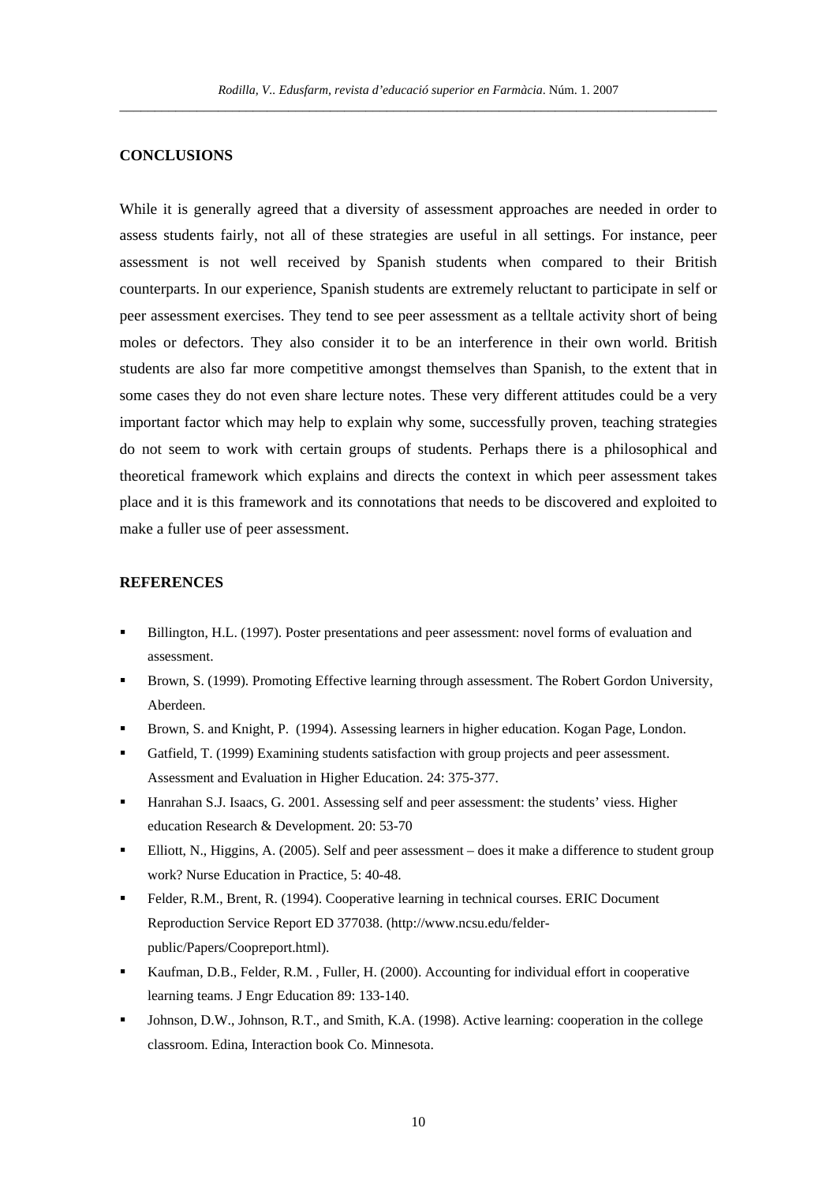## CONCLUSIONS

While it is generally agreed that a diversity of assessment approaches are needed in order to assess students fairly, not all of these strategies are useful in all settings. For instance, peer assessment is not well received by Spanish students when compared to their British counterparts. In our experience, Spanish students are extremely reluctant to participate in self or peer assessment exercises. They tend to see peer assessment as a telltale activity short of being moles or defectors. They also consider it to be an interference in their own world. British students are also far more competitive amongst themselves than Spanish, to the extent that in some cases they do not even share lecture notes. These very different attitudes could be a very important factor which may help to explain why some, successfully proven, teaching strategies do not seem to work with certain groups of students. Perhaps there is a philosophical and theoretical framework which explains and directs the context in which peer assessment takes place and it is this framework and its connotations that needs to be discovered and exploited to make a fuller use of peer assessment.

## REFERENCES

- Billington, H.L. (1997). Poster presentations and peer assessment: novel forms of evaluation and assessment.
- Brown, S. (1999). Promoting Effective learning through assessment. The Robert Gordon University, Aberdeen.
- Brown, S. and Knight, P. (1994). Assessing learners in higher education. Kogan Page, London.
- Gatfield, T. (1999) Examining students satisfaction with group projects and peer assessment. Assessment and Evaluation in Higher Education. 24: 375-377.
- Hanrahan S.J. Isaacs, G. 2001. Assessing self and peer assessment: the students' viess. Higher education Research & Development. 20: 53-70
- Elliott, N., Higgins, A. (2005). Self and peer assessment – does it make a difference to student group work? Nurse Education in Practice, 5: 40-48.
- Felder, R.M., Brent, R. (1994). Cooperative learning in technical courses. ERIC Document Reproduction Service Report ED 377038. (http://www.ncsu.edu/felder-public/Papers/Coopreport.html).
- Kaufman, D.B., Felder, R.M. , Fuller, H. (2000). Accounting for individual effort in cooperative learning teams. J Engr Education 89: 133-140.
- Johnson, D.W., Johnson, R.T., and Smith, K.A. (1998). Active learning: cooperation in the college classroom. Edina, Interaction book Co. Minnesota.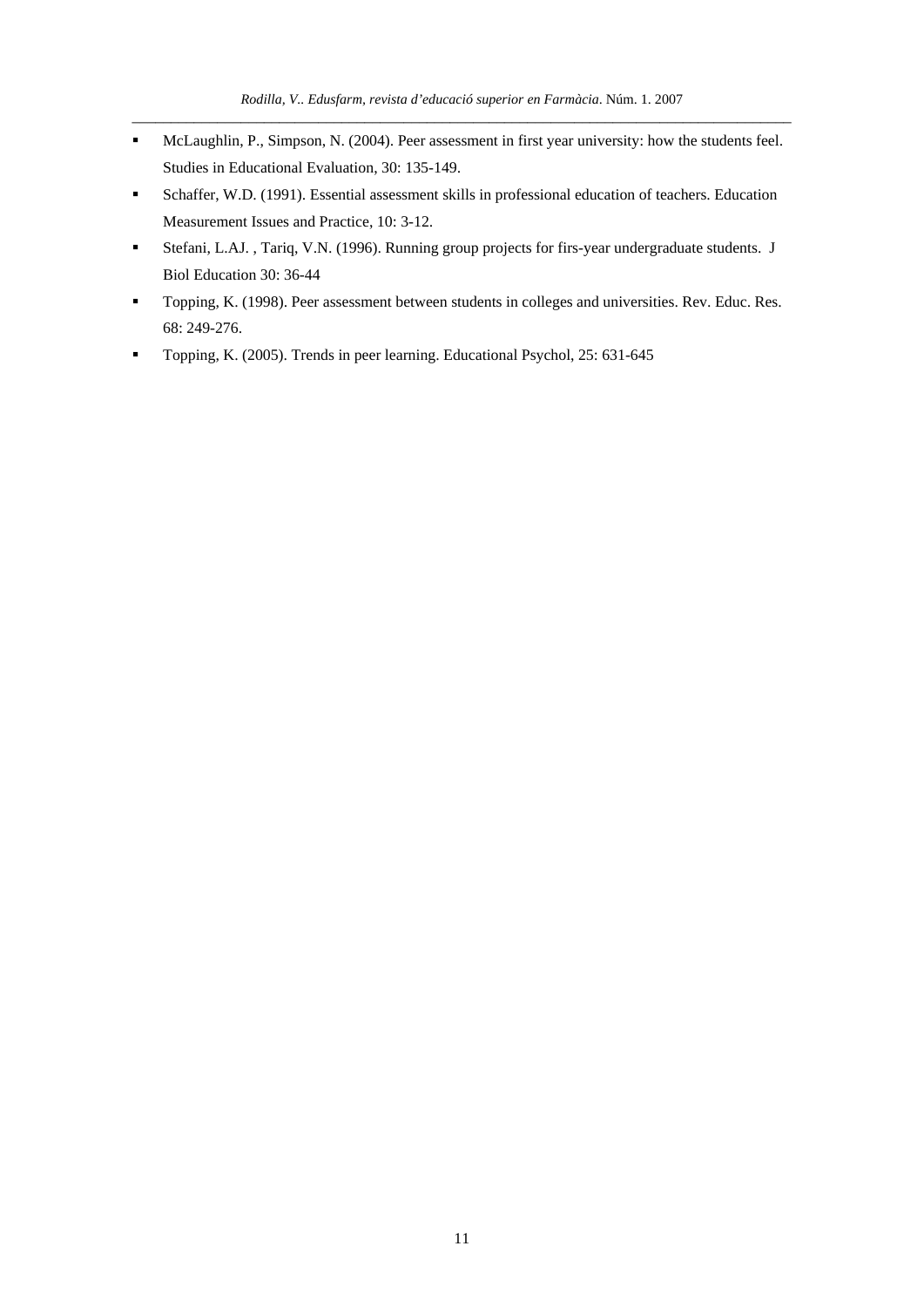- McLaughlin, P., Simpson, N. (2004). Peer assessment in first year university: how the students feel. Studies in Educational Evaluation, 30: 135-149.
- Schaffer, W.D. (1991). Essential assessment skills in professional education of teachers. Education Measurement Issues and Practice, 10: 3-12.
- Stefani, L.AJ. , Tariq, V.N. (1996). Running group projects for firs-year undergraduate students. J Biol Education 30: 36-44
- Topping, K. (1998). Peer assessment between students in colleges and universities. Rev. Educ. Res. 68: 249-276.
- Topping, K. (2005). Trends in peer learning. Educational Psychol, 25: 631-645